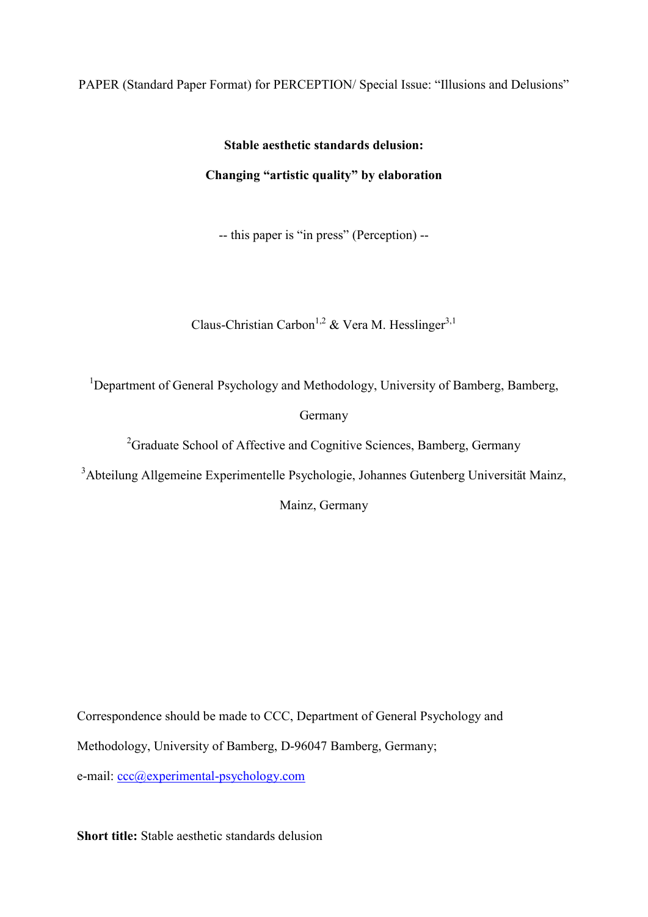PAPER (Standard Paper Format) for PERCEPTION/ Special Issue: "Illusions and Delusions"

# Stable aesthetic standards delusion:

# Changing "artistic quality" by elaboration

-- this paper is "in press" (Perception) --

Claus-Christian Carbon[1,2] & Vera M. Hesslinger[3,1]

[1]Department of General Psychology and Methodology, University of Bamberg, Bamberg, Germany

[2]Graduate School of Affective and Cognitive Sciences, Bamberg, Germany

[3]Abteilung Allgemeine Experimentelle Psychologie, Johannes Gutenberg Universität Mainz, Mainz, Germany

Correspondence should be made to CCC, Department of General Psychology and Methodology, University of Bamberg, D-96047 Bamberg, Germany;

e-mail: ccc@experimental-psychology.com

**Short title:** Stable aesthetic standards delusion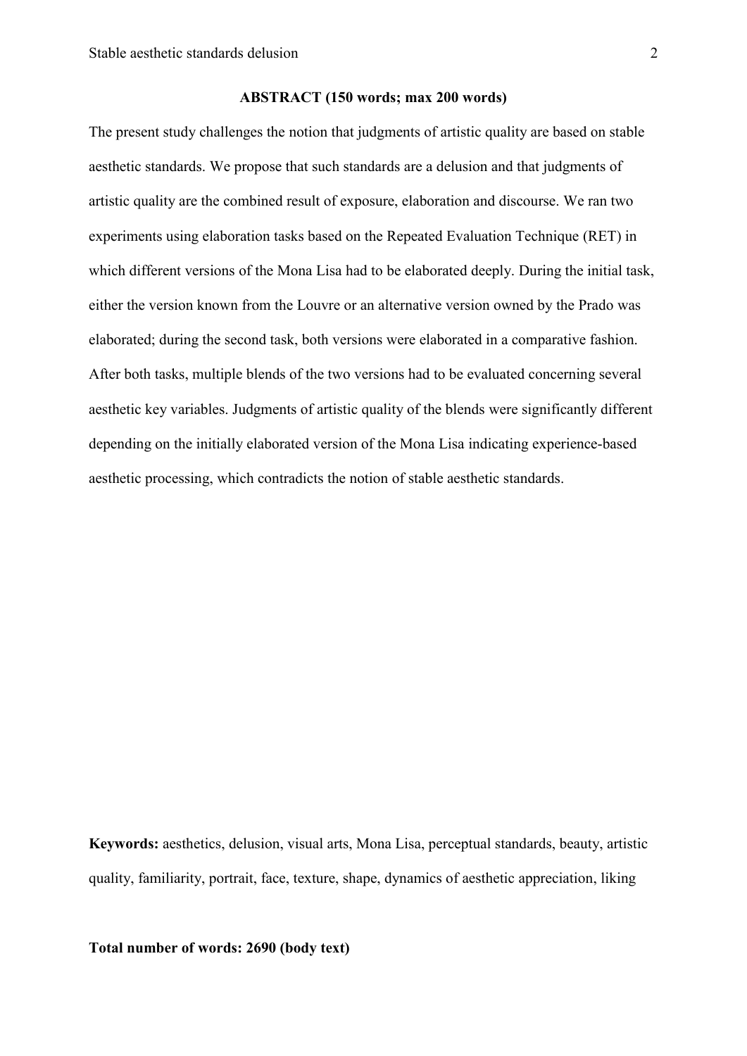**ABSTRACT (150 words; max 200 words)**

The present study challenges the notion that judgments of artistic quality are based on stable aesthetic standards. We propose that such standards are a delusion and that judgments of artistic quality are the combined result of exposure, elaboration and discourse. We ran two experiments using elaboration tasks based on the Repeated Evaluation Technique (RET) in which different versions of the Mona Lisa had to be elaborated deeply. During the initial task, either the version known from the Louvre or an alternative version owned by the Prado was elaborated; during the second task, both versions were elaborated in a comparative fashion. After both tasks, multiple blends of the two versions had to be evaluated concerning several aesthetic key variables. Judgments of artistic quality of the blends were significantly different depending on the initially elaborated version of the Mona Lisa indicating experience-based aesthetic processing, which contradicts the notion of stable aesthetic standards.

**Keywords:** aesthetics, delusion, visual arts, Mona Lisa, perceptual standards, beauty, artistic quality, familiarity, portrait, face, texture, shape, dynamics of aesthetic appreciation, liking

**Total number of words: 2690 (body text)**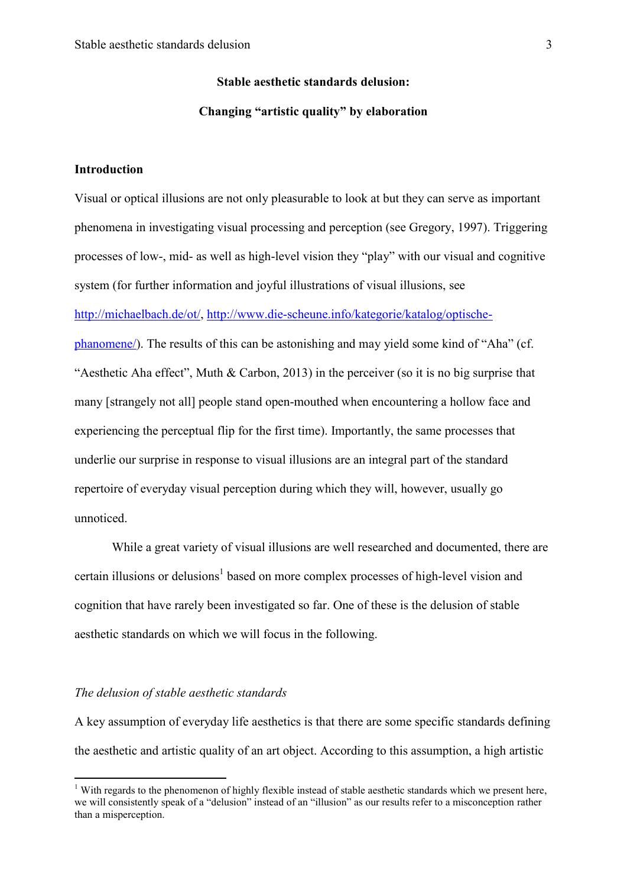**Stable aesthetic standards delusion:**

**Changing "artistic quality" by elaboration**

## Introduction

Visual or optical illusions are not only pleasurable to look at but they can serve as important phenomena in investigating visual processing and perception (see Gregory, 1997). Triggering processes of low-, mid- as well as high-level vision they "play" with our visual and cognitive system (for further information and joyful illustrations of visual illusions, see http://michaelbach.de/ot/, http://www.die-scheune.info/kategorie/katalog/optische-phanomene/). The results of this can be astonishing and may yield some kind of "Aha" (cf. "Aesthetic Aha effect", Muth & Carbon, 2013) in the perceiver (so it is no big surprise that many [strangely not all] people stand open-mouthed when encountering a hollow face and experiencing the perceptual flip for the first time). Importantly, the same processes that underlie our surprise in response to visual illusions are an integral part of the standard repertoire of everyday visual perception during which they will, however, usually go unnoticed.

While a great variety of visual illusions are well researched and documented, there are certain illusions or delusions[1] based on more complex processes of high-level vision and cognition that have rarely been investigated so far. One of these is the delusion of stable aesthetic standards on which we will focus in the following.

### *The delusion of stable aesthetic standards*

A key assumption of everyday life aesthetics is that there are some specific standards defining the aesthetic and artistic quality of an art object. According to this assumption, a high artistic

[1] With regards to the phenomenon of highly flexible instead of stable aesthetic standards which we present here, we will consistently speak of a "delusion" instead of an "illusion" as our results refer to a misconception rather than a misperception.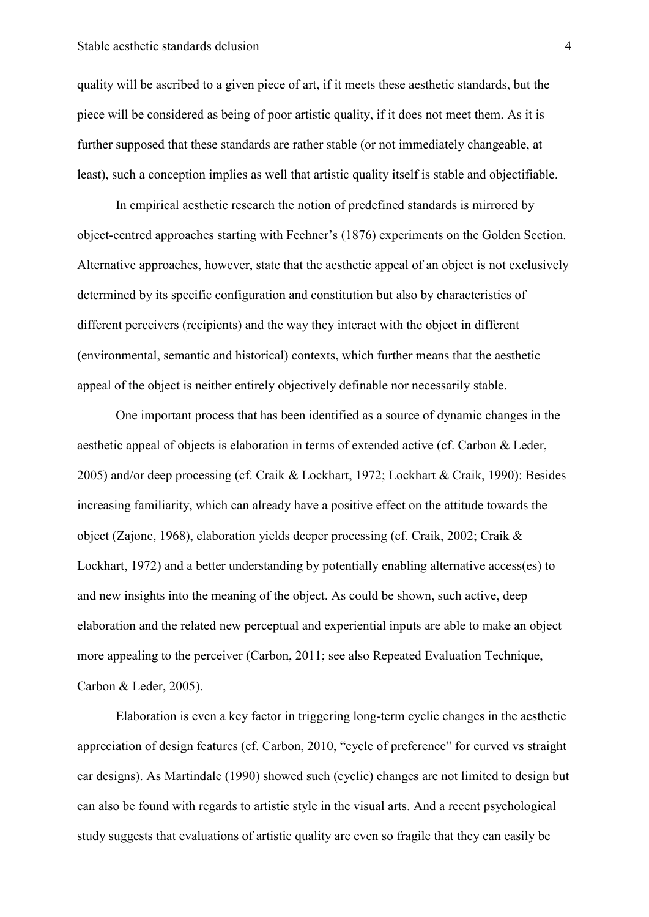quality will be ascribed to a given piece of art, if it meets these aesthetic standards, but the piece will be considered as being of poor artistic quality, if it does not meet them. As it is further supposed that these standards are rather stable (or not immediately changeable, at least), such a conception implies as well that artistic quality itself is stable and objectifiable.

In empirical aesthetic research the notion of predefined standards is mirrored by object-centred approaches starting with Fechner's (1876) experiments on the Golden Section. Alternative approaches, however, state that the aesthetic appeal of an object is not exclusively determined by its specific configuration and constitution but also by characteristics of different perceivers (recipients) and the way they interact with the object in different (environmental, semantic and historical) contexts, which further means that the aesthetic appeal of the object is neither entirely objectively definable nor necessarily stable.

One important process that has been identified as a source of dynamic changes in the aesthetic appeal of objects is elaboration in terms of extended active (cf. Carbon & Leder, 2005) and/or deep processing (cf. Craik & Lockhart, 1972; Lockhart & Craik, 1990): Besides increasing familiarity, which can already have a positive effect on the attitude towards the object (Zajonc, 1968), elaboration yields deeper processing (cf. Craik, 2002; Craik & Lockhart, 1972) and a better understanding by potentially enabling alternative access(es) to and new insights into the meaning of the object. As could be shown, such active, deep elaboration and the related new perceptual and experiential inputs are able to make an object more appealing to the perceiver (Carbon, 2011; see also Repeated Evaluation Technique, Carbon & Leder, 2005).

Elaboration is even a key factor in triggering long-term cyclic changes in the aesthetic appreciation of design features (cf. Carbon, 2010, "cycle of preference" for curved vs straight car designs). As Martindale (1990) showed such (cyclic) changes are not limited to design but can also be found with regards to artistic style in the visual arts. And a recent psychological study suggests that evaluations of artistic quality are even so fragile that they can easily be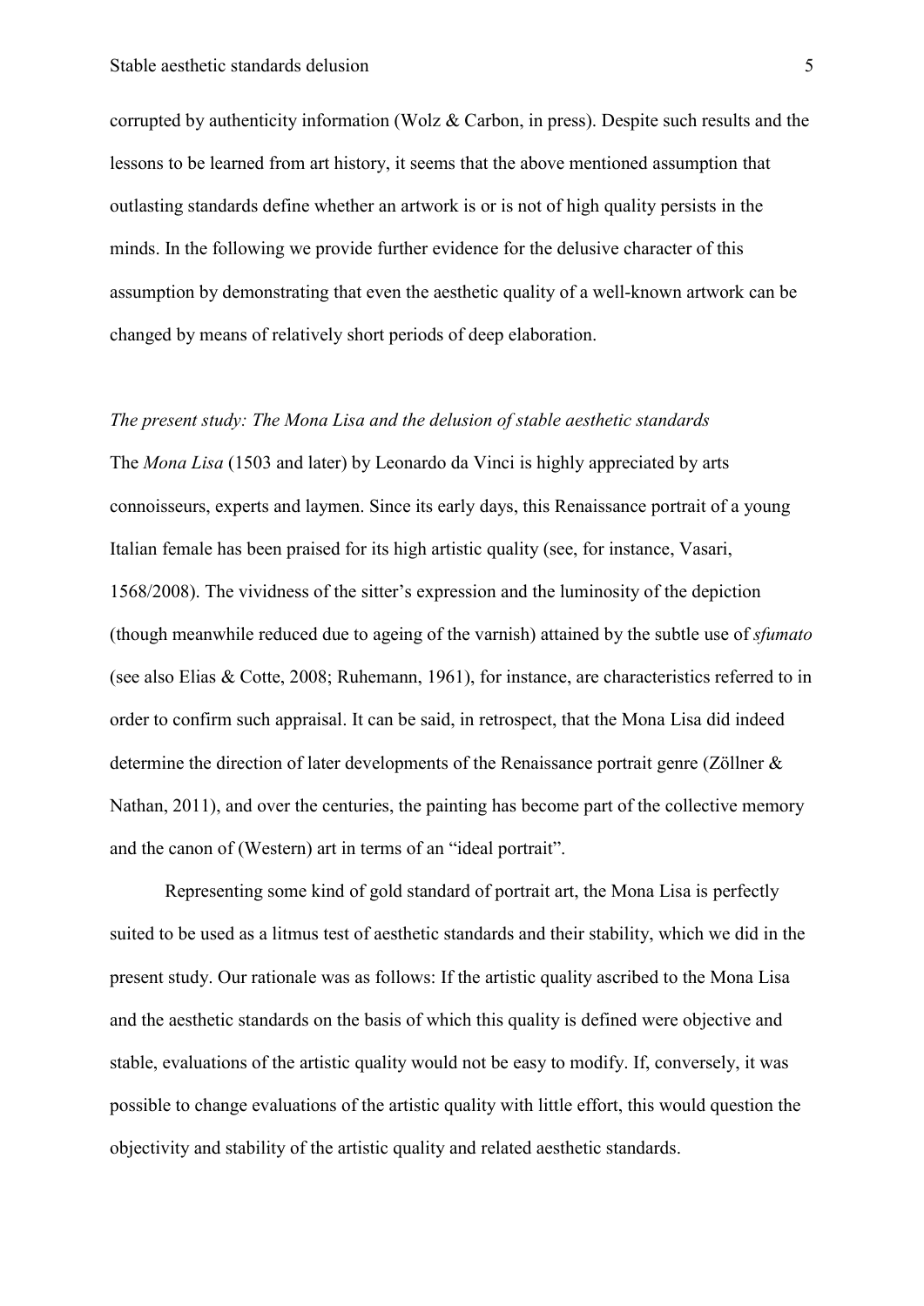corrupted by authenticity information (Wolz & Carbon, in press). Despite such results and the lessons to be learned from art history, it seems that the above mentioned assumption that outlasting standards define whether an artwork is or is not of high quality persists in the minds. In the following we provide further evidence for the delusive character of this assumption by demonstrating that even the aesthetic quality of a well-known artwork can be changed by means of relatively short periods of deep elaboration.

*The present study: The Mona Lisa and the delusion of stable aesthetic standards*

The *Mona Lisa* (1503 and later) by Leonardo da Vinci is highly appreciated by arts connoisseurs, experts and laymen. Since its early days, this Renaissance portrait of a young Italian female has been praised for its high artistic quality (see, for instance, Vasari, 1568/2008). The vividness of the sitter's expression and the luminosity of the depiction (though meanwhile reduced due to ageing of the varnish) attained by the subtle use of *sfumato* (see also Elias & Cotte, 2008; Ruhemann, 1961), for instance, are characteristics referred to in order to confirm such appraisal. It can be said, in retrospect, that the Mona Lisa did indeed determine the direction of later developments of the Renaissance portrait genre (Zöllner & Nathan, 2011), and over the centuries, the painting has become part of the collective memory and the canon of (Western) art in terms of an "ideal portrait".

Representing some kind of gold standard of portrait art, the Mona Lisa is perfectly suited to be used as a litmus test of aesthetic standards and their stability, which we did in the present study. Our rationale was as follows: If the artistic quality ascribed to the Mona Lisa and the aesthetic standards on the basis of which this quality is defined were objective and stable, evaluations of the artistic quality would not be easy to modify. If, conversely, it was possible to change evaluations of the artistic quality with little effort, this would question the objectivity and stability of the artistic quality and related aesthetic standards.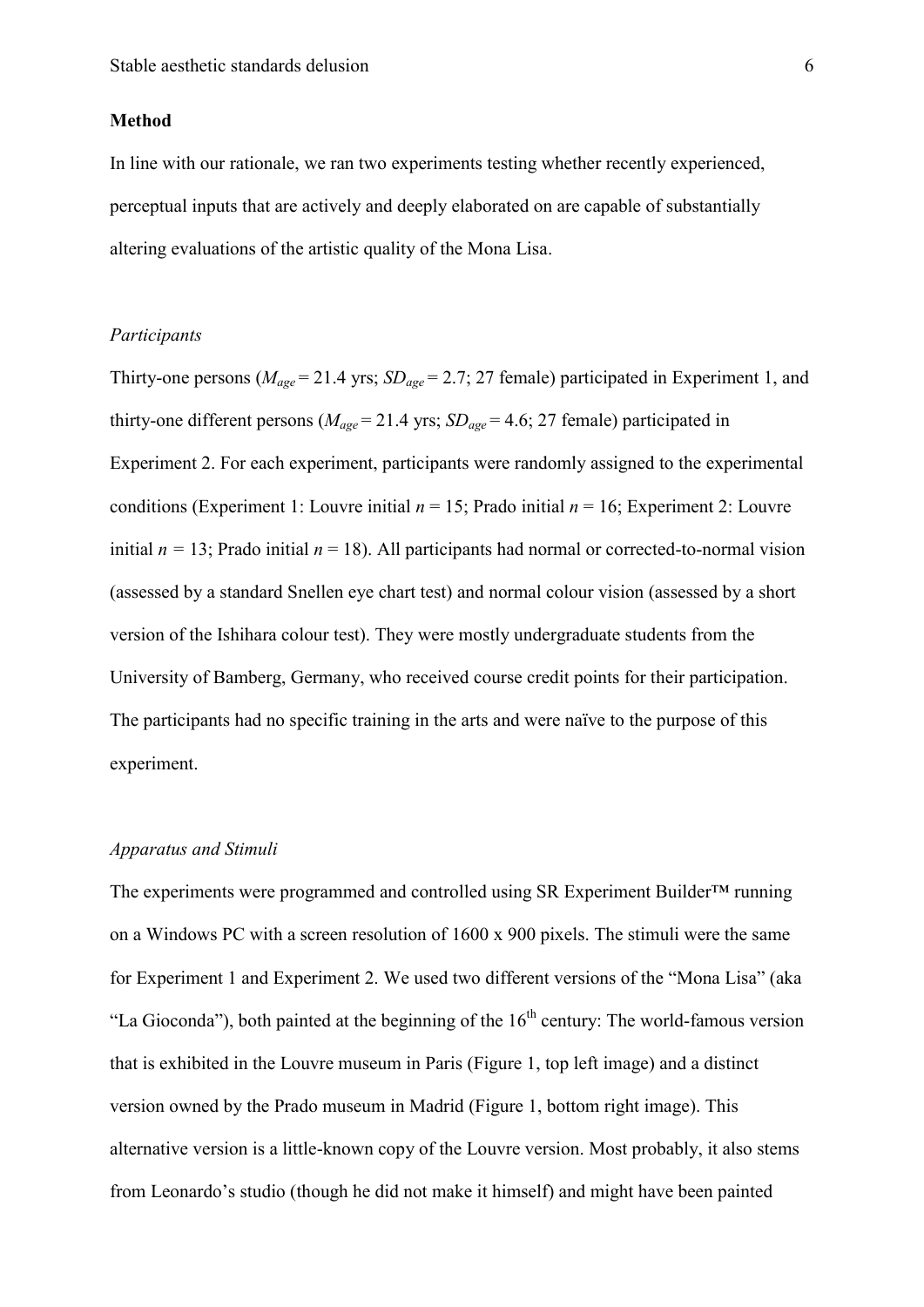## Method

In line with our rationale, we ran two experiments testing whether recently experienced, perceptual inputs that are actively and deeply elaborated on are capable of substantially altering evaluations of the artistic quality of the Mona Lisa.

### *Participants*

Thirty-one persons ($M_{age}$ = 21.4 yrs; $SD_{age}$ = 2.7; 27 female) participated in Experiment 1, and thirty-one different persons ($M_{age}$ = 21.4 yrs; $SD_{age}$ = 4.6; 27 female) participated in Experiment 2. For each experiment, participants were randomly assigned to the experimental conditions (Experiment 1: Louvre initial $n$ = 15; Prado initial $n$ = 16; Experiment 2: Louvre initial $n$ = 13; Prado initial $n$ = 18). All participants had normal or corrected-to-normal vision (assessed by a standard Snellen eye chart test) and normal colour vision (assessed by a short version of the Ishihara colour test). They were mostly undergraduate students from the University of Bamberg, Germany, who received course credit points for their participation. The participants had no specific training in the arts and were naïve to the purpose of this experiment.

### *Apparatus and Stimuli*

The experiments were programmed and controlled using SR Experiment Builder™ running on a Windows PC with a screen resolution of 1600 x 900 pixels. The stimuli were the same for Experiment 1 and Experiment 2. We used two different versions of the "Mona Lisa" (aka "La Gioconda"), both painted at the beginning of the 16th century: The world-famous version that is exhibited in the Louvre museum in Paris (Figure 1, top left image) and a distinct version owned by the Prado museum in Madrid (Figure 1, bottom right image). This alternative version is a little-known copy of the Louvre version. Most probably, it also stems from Leonardo's studio (though he did not make it himself) and might have been painted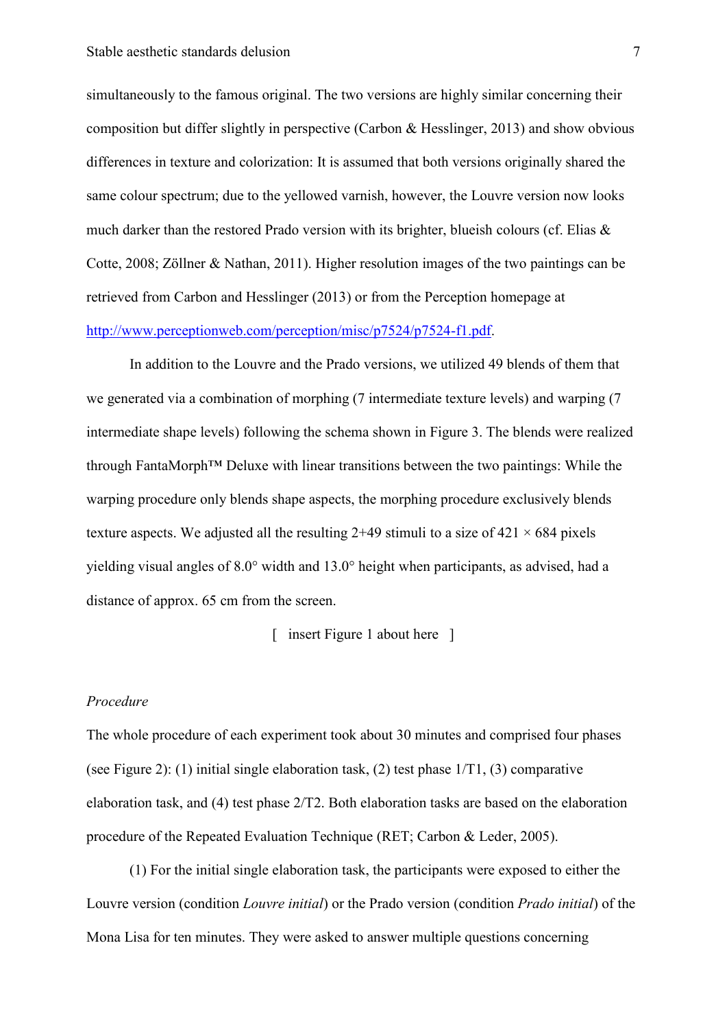simultaneously to the famous original. The two versions are highly similar concerning their composition but differ slightly in perspective (Carbon & Hesslinger, 2013) and show obvious differences in texture and colorization: It is assumed that both versions originally shared the same colour spectrum; due to the yellowed varnish, however, the Louvre version now looks much darker than the restored Prado version with its brighter, blueish colours (cf. Elias & Cotte, 2008; Zöllner & Nathan, 2011). Higher resolution images of the two paintings can be retrieved from Carbon and Hesslinger (2013) or from the Perception homepage at [http://www.perceptionweb.com/perception/misc/p7524/p7524-f1.pdf](http://www.perceptionweb.com/perception/misc/p7524/p7524-f1.pdf).

In addition to the Louvre and the Prado versions, we utilized 49 blends of them that we generated via a combination of morphing (7 intermediate texture levels) and warping (7 intermediate shape levels) following the schema shown in Figure 3. The blends were realized through FantaMorph™ Deluxe with linear transitions between the two paintings: While the warping procedure only blends shape aspects, the morphing procedure exclusively blends texture aspects. We adjusted all the resulting 2+49 stimuli to a size of 421 × 684 pixels yielding visual angles of 8.0° width and 13.0° height when participants, as advised, had a distance of approx. 65 cm from the screen.

[ insert Figure 1 about here ]

*Procedure*

The whole procedure of each experiment took about 30 minutes and comprised four phases (see Figure 2): (1) initial single elaboration task, (2) test phase 1/T1, (3) comparative elaboration task, and (4) test phase 2/T2. Both elaboration tasks are based on the elaboration procedure of the Repeated Evaluation Technique (RET; Carbon & Leder, 2005).

(1) For the initial single elaboration task, the participants were exposed to either the Louvre version (condition *Louvre initial*) or the Prado version (condition *Prado initial*) of the Mona Lisa for ten minutes. They were asked to answer multiple questions concerning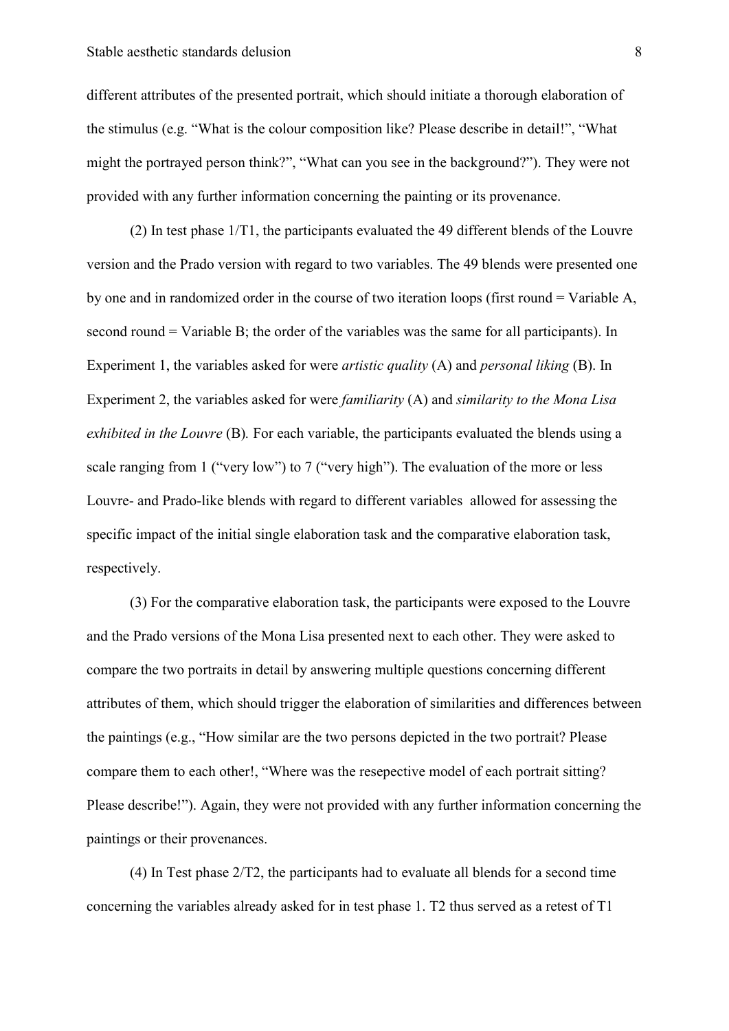different attributes of the presented portrait, which should initiate a thorough elaboration of the stimulus (e.g. "What is the colour composition like? Please describe in detail!", "What might the portrayed person think?", "What can you see in the background?"). They were not provided with any further information concerning the painting or its provenance.

(2) In test phase 1/T1, the participants evaluated the 49 different blends of the Louvre version and the Prado version with regard to two variables. The 49 blends were presented one by one and in randomized order in the course of two iteration loops (first round = Variable A, second round = Variable B; the order of the variables was the same for all participants). In Experiment 1, the variables asked for were *artistic quality* (A) and *personal liking* (B). In Experiment 2, the variables asked for were *familiarity* (A) and *similarity to the Mona Lisa exhibited in the Louvre* (B). For each variable, the participants evaluated the blends using a scale ranging from 1 ("very low") to 7 ("very high"). The evaluation of the more or less Louvre- and Prado-like blends with regard to different variables allowed for assessing the specific impact of the initial single elaboration task and the comparative elaboration task, respectively.

(3) For the comparative elaboration task, the participants were exposed to the Louvre and the Prado versions of the Mona Lisa presented next to each other. They were asked to compare the two portraits in detail by answering multiple questions concerning different attributes of them, which should trigger the elaboration of similarities and differences between the paintings (e.g., "How similar are the two persons depicted in the two portrait? Please compare them to each other!, "Where was the resepective model of each portrait sitting? Please describe!"). Again, they were not provided with any further information concerning the paintings or their provenances.

(4) In Test phase 2/T2, the participants had to evaluate all blends for a second time concerning the variables already asked for in test phase 1. T2 thus served as a retest of T1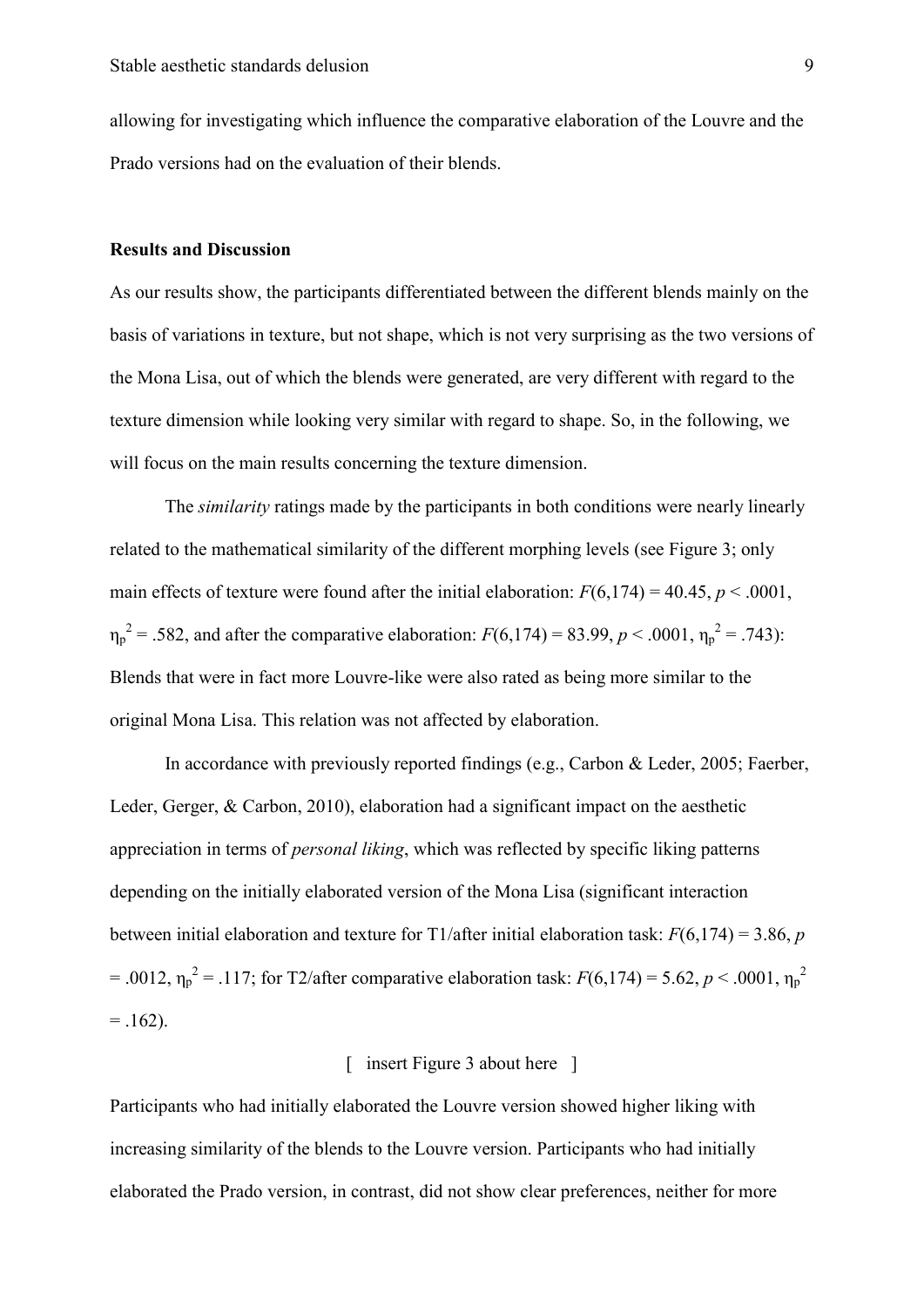allowing for investigating which influence the comparative elaboration of the Louvre and the Prado versions had on the evaluation of their blends.

## Results and Discussion

As our results show, the participants differentiated between the different blends mainly on the basis of variations in texture, but not shape, which is not very surprising as the two versions of the Mona Lisa, out of which the blends were generated, are very different with regard to the texture dimension while looking very similar with regard to shape. So, in the following, we will focus on the main results concerning the texture dimension.

The *similarity* ratings made by the participants in both conditions were nearly linearly related to the mathematical similarity of the different morphing levels (see Figure 3; only main effects of texture were found after the initial elaboration: $F(6,174) = 40.45$, $p < .0001$, $\eta_p^2 = .582$, and after the comparative elaboration: $F(6,174) = 83.99$, $p < .0001$, $\eta_p^2 = .743$): Blends that were in fact more Louvre-like were also rated as being more similar to the original Mona Lisa. This relation was not affected by elaboration.

In accordance with previously reported findings (e.g., Carbon & Leder, 2005; Faerber, Leder, Gerger, & Carbon, 2010), elaboration had a significant impact on the aesthetic appreciation in terms of *personal liking*, which was reflected by specific liking patterns depending on the initially elaborated version of the Mona Lisa (significant interaction between initial elaboration and texture for T1/after initial elaboration task: $F(6,174) = 3.86$, $p = .0012$, $\eta_p^2 = .117$; for T2/after comparative elaboration task: $F(6,174) = 5.62$, $p < .0001$, $\eta_p^2 = .162$).

[ insert Figure 3 about here ]

Participants who had initially elaborated the Louvre version showed higher liking with increasing similarity of the blends to the Louvre version. Participants who had initially elaborated the Prado version, in contrast, did not show clear preferences, neither for more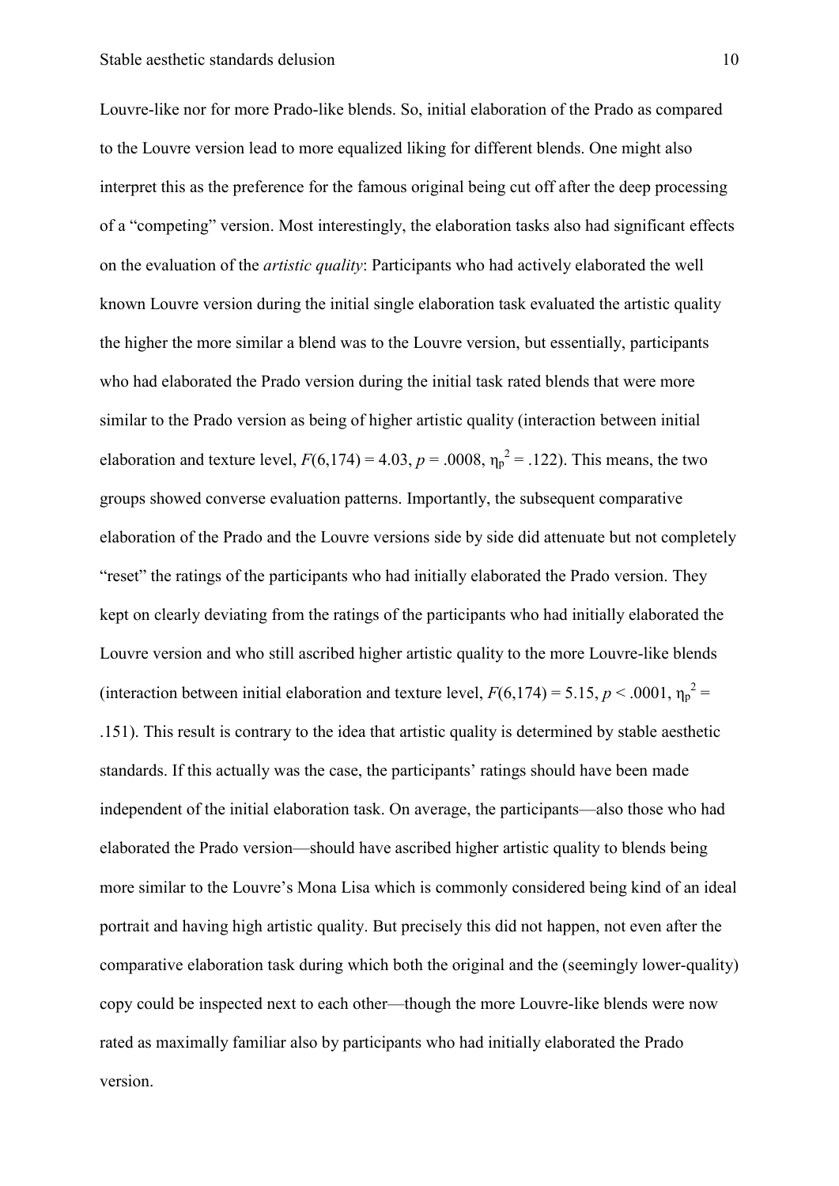Louvre-like nor for more Prado-like blends. So, initial elaboration of the Prado as compared to the Louvre version lead to more equalized liking for different blends. One might also interpret this as the preference for the famous original being cut off after the deep processing of a "competing" version. Most interestingly, the elaboration tasks also had significant effects on the evaluation of the *artistic quality*: Participants who had actively elaborated the well known Louvre version during the initial single elaboration task evaluated the artistic quality the higher the more similar a blend was to the Louvre version, but essentially, participants who had elaborated the Prado version during the initial task rated blends that were more similar to the Prado version as being of higher artistic quality (interaction between initial elaboration and texture level, $F(6,174) = 4.03$, $p = .0008$, $\eta_p^2 = .122$). This means, the two groups showed converse evaluation patterns. Importantly, the subsequent comparative elaboration of the Prado and the Louvre versions side by side did attenuate but not completely "reset" the ratings of the participants who had initially elaborated the Prado version. They kept on clearly deviating from the ratings of the participants who had initially elaborated the Louvre version and who still ascribed higher artistic quality to the more Louvre-like blends (interaction between initial elaboration and texture level, $F(6,174) = 5.15$, $p < .0001$, $\eta_p^2 = .151$). This result is contrary to the idea that artistic quality is determined by stable aesthetic standards. If this actually was the case, the participants' ratings should have been made independent of the initial elaboration task. On average, the participants—also those who had elaborated the Prado version—should have ascribed higher artistic quality to blends being more similar to the Louvre's Mona Lisa which is commonly considered being kind of an ideal portrait and having high artistic quality. But precisely this did not happen, not even after the comparative elaboration task during which both the original and the (seemingly lower-quality) copy could be inspected next to each other—though the more Louvre-like blends were now rated as maximally familiar also by participants who had initially elaborated the Prado version.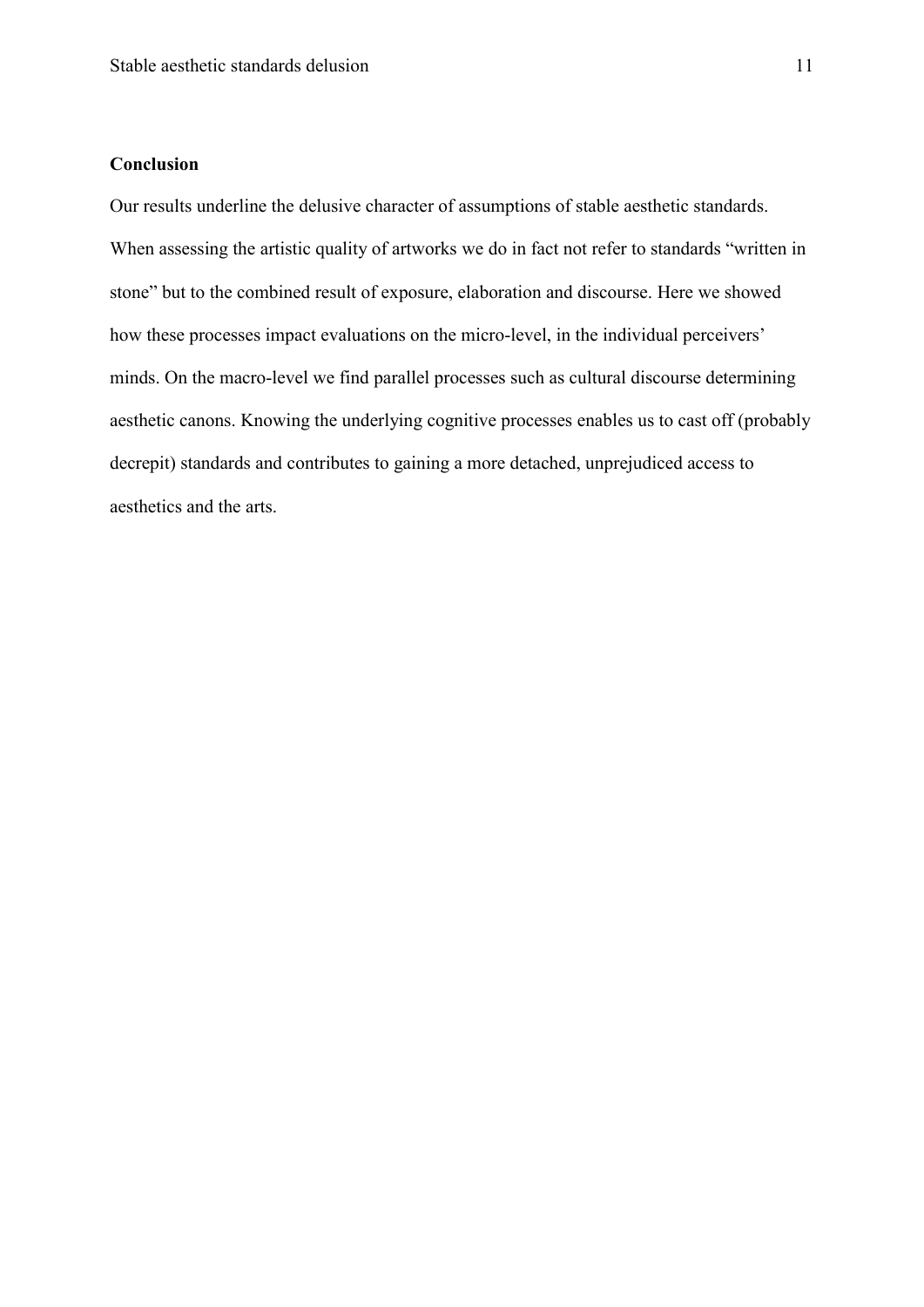## Conclusion

Our results underline the delusive character of assumptions of stable aesthetic standards. When assessing the artistic quality of artworks we do in fact not refer to standards "written in stone" but to the combined result of exposure, elaboration and discourse. Here we showed how these processes impact evaluations on the micro-level, in the individual perceivers' minds. On the macro-level we find parallel processes such as cultural discourse determining aesthetic canons. Knowing the underlying cognitive processes enables us to cast off (probably decrepit) standards and contributes to gaining a more detached, unprejudiced access to aesthetics and the arts.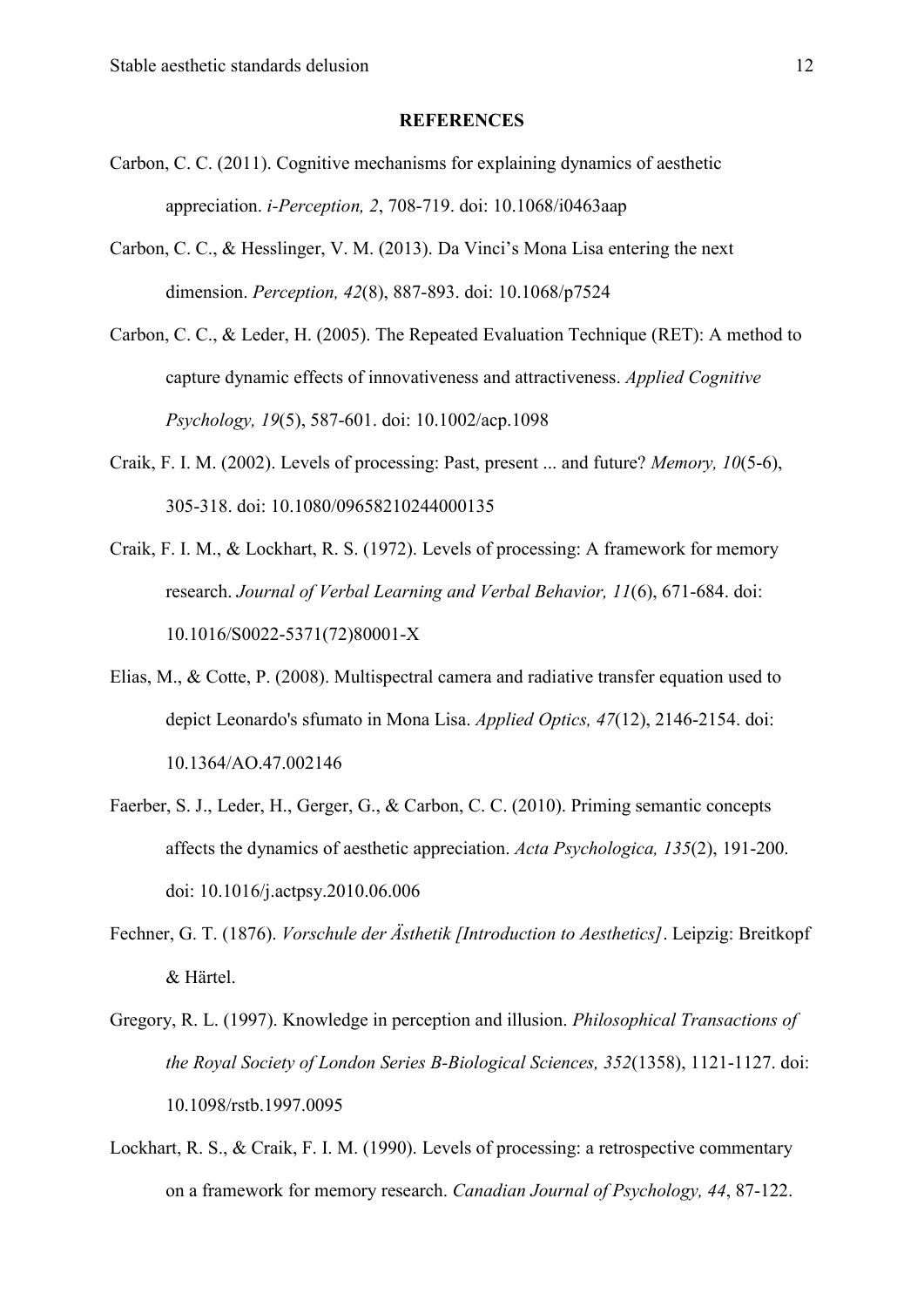**REFERENCES**

Carbon, C. C. (2011). Cognitive mechanisms for explaining dynamics of aesthetic appreciation. *i-Perception, 2*, 708-719. doi: 10.1068/i0463aap

Carbon, C. C., & Hesslinger, V. M. (2013). Da Vinci's Mona Lisa entering the next dimension. *Perception, 42*(8), 887-893. doi: 10.1068/p7524

Carbon, C. C., & Leder, H. (2005). The Repeated Evaluation Technique (RET): A method to capture dynamic effects of innovativeness and attractiveness. *Applied Cognitive Psychology, 19*(5), 587-601. doi: 10.1002/acp.1098

Craik, F. I. M. (2002). Levels of processing: Past, present ... and future? *Memory, 10*(5-6), 305-318. doi: 10.1080/09658210244000135

Craik, F. I. M., & Lockhart, R. S. (1972). Levels of processing: A framework for memory research. *Journal of Verbal Learning and Verbal Behavior, 11*(6), 671-684. doi: 10.1016/S0022-5371(72)80001-X

Elias, M., & Cotte, P. (2008). Multispectral camera and radiative transfer equation used to depict Leonardo's sfumato in Mona Lisa. *Applied Optics, 47*(12), 2146-2154. doi: 10.1364/AO.47.002146

Faerber, S. J., Leder, H., Gerger, G., & Carbon, C. C. (2010). Priming semantic concepts affects the dynamics of aesthetic appreciation. *Acta Psychologica, 135*(2), 191-200. doi: 10.1016/j.actpsy.2010.06.006

Fechner, G. T. (1876). *Vorschule der Ästhetik [Introduction to Aesthetics]*. Leipzig: Breitkopf & Härtel.

Gregory, R. L. (1997). Knowledge in perception and illusion. *Philosophical Transactions of the Royal Society of London Series B-Biological Sciences, 352*(1358), 1121-1127. doi: 10.1098/rstb.1997.0095

Lockhart, R. S., & Craik, F. I. M. (1990). Levels of processing: a retrospective commentary on a framework for memory research. *Canadian Journal of Psychology, 44*, 87-122.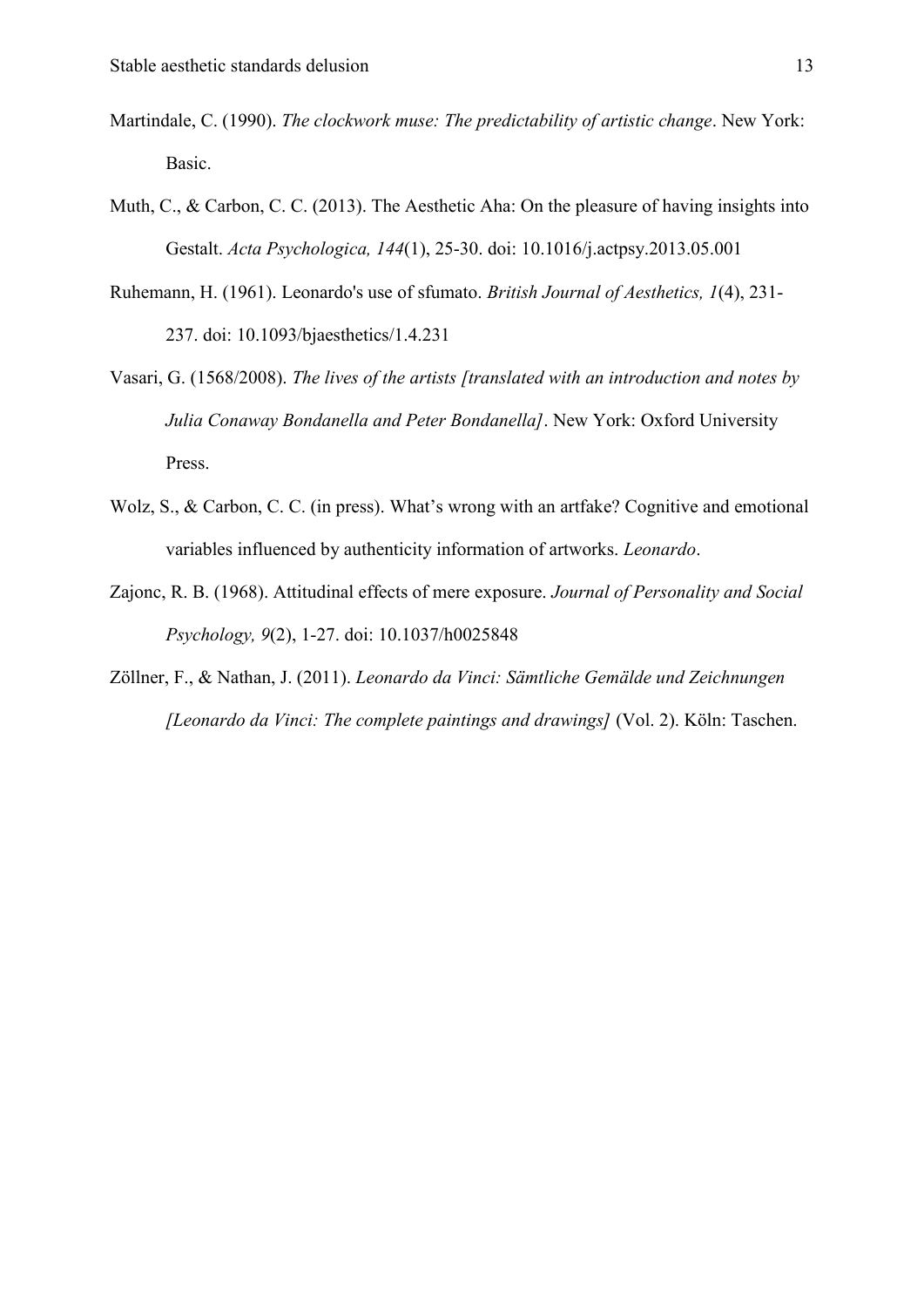Martindale, C. (1990). *The clockwork muse: The predictability of artistic change*. New York: Basic.

Muth, C., & Carbon, C. C. (2013). The Aesthetic Aha: On the pleasure of having insights into Gestalt. *Acta Psychologica, 144*(1), 25-30. doi: 10.1016/j.actpsy.2013.05.001

Ruhemann, H. (1961). Leonardo's use of sfumato. *British Journal of Aesthetics, 1*(4), 231-237. doi: 10.1093/bjaesthetics/1.4.231

Vasari, G. (1568/2008). *The lives of the artists [translated with an introduction and notes by Julia Conaway Bondanella and Peter Bondanella]*. New York: Oxford University Press.

Wolz, S., & Carbon, C. C. (in press). What's wrong with an artfake? Cognitive and emotional variables influenced by authenticity information of artworks. *Leonardo*.

Zajonc, R. B. (1968). Attitudinal effects of mere exposure. *Journal of Personality and Social Psychology, 9*(2), 1-27. doi: 10.1037/h0025848

Zöllner, F., & Nathan, J. (2011). *Leonardo da Vinci: Sämtliche Gemälde und Zeichnungen [Leonardo da Vinci: The complete paintings and drawings]* (Vol. 2). Köln: Taschen.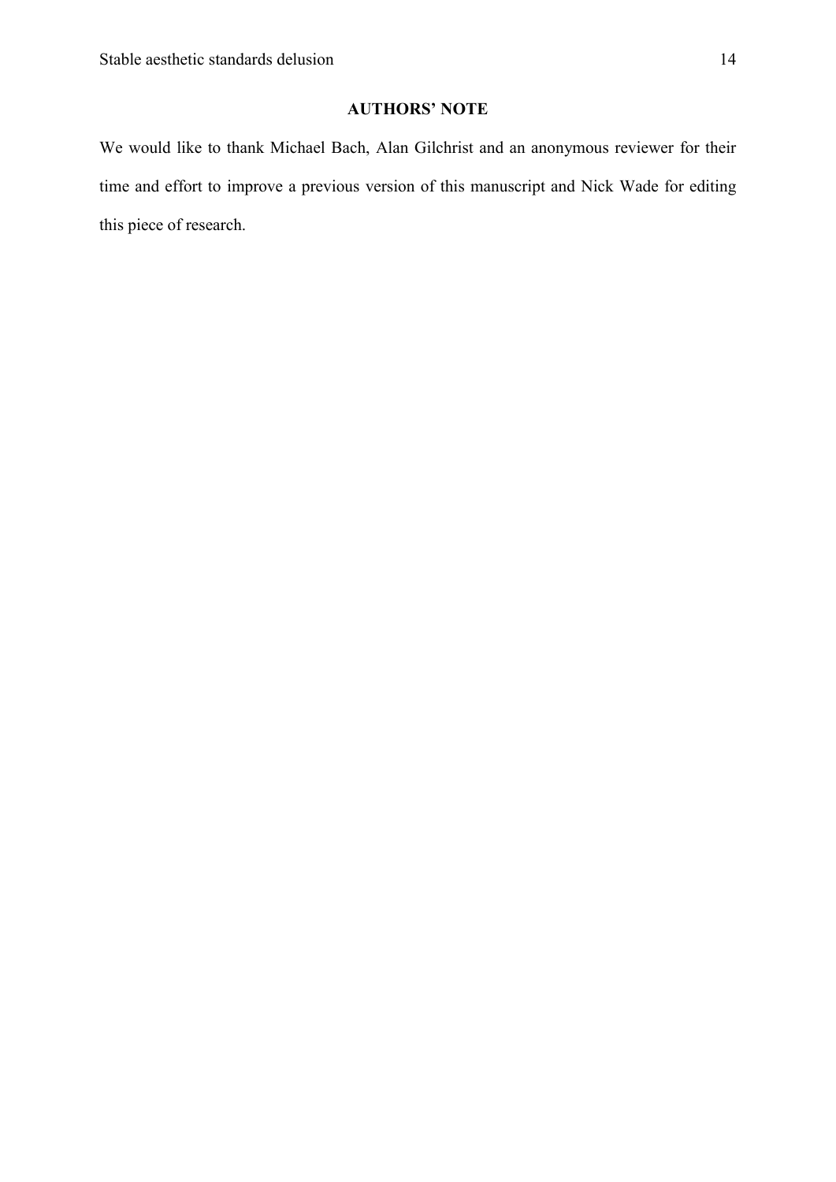## AUTHORS' NOTE

We would like to thank Michael Bach, Alan Gilchrist and an anonymous reviewer for their time and effort to improve a previous version of this manuscript and Nick Wade for editing this piece of research.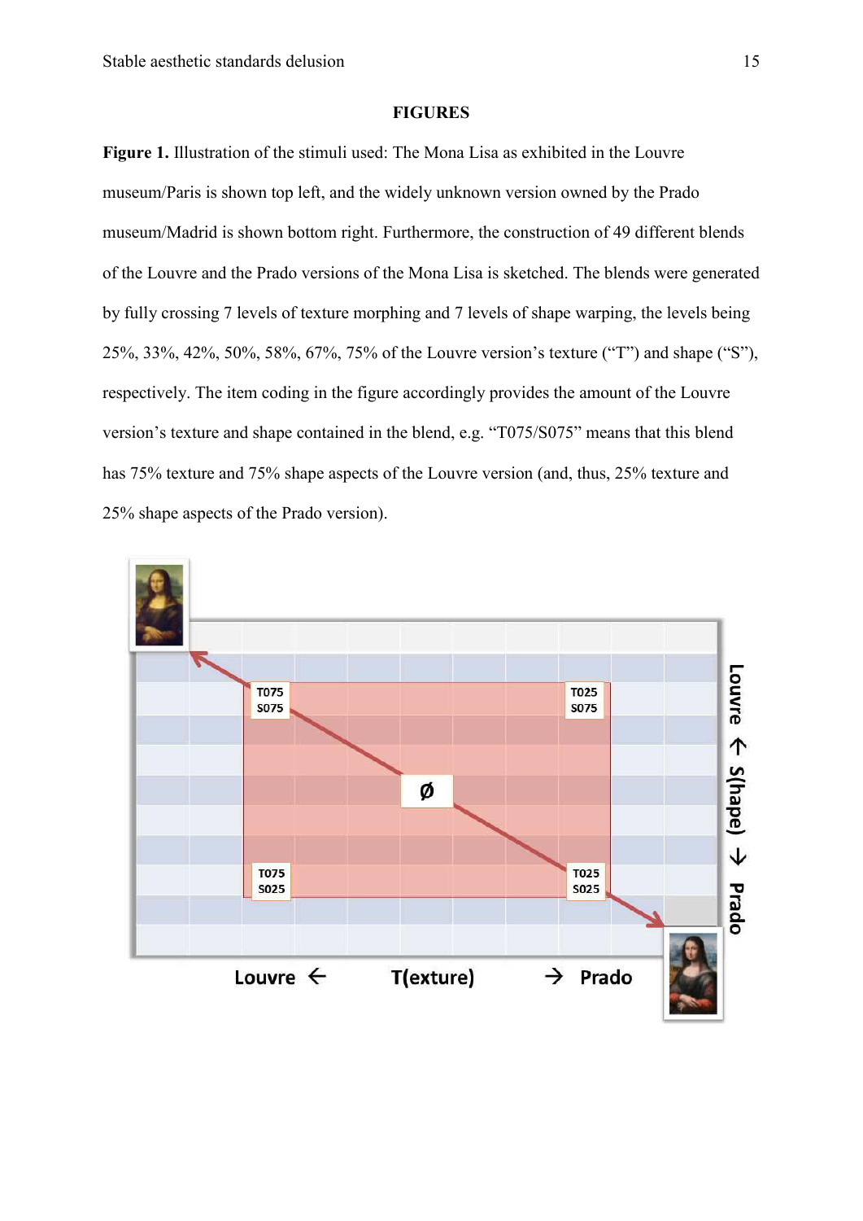**FIGURES**

**Figure 1.** Illustration of the stimuli used: The Mona Lisa as exhibited in the Louvre museum/Paris is shown top left, and the widely unknown version owned by the Prado museum/Madrid is shown bottom right. Furthermore, the construction of 49 different blends of the Louvre and the Prado versions of the Mona Lisa is sketched. The blends were generated by fully crossing 7 levels of texture morphing and 7 levels of shape warping, the levels being 25%, 33%, 42%, 50%, 58%, 67%, 75% of the Louvre version's texture ("T") and shape ("S"), respectively. The item coding in the figure accordingly provides the amount of the Louvre version's texture and shape contained in the blend, e.g. "T075/S075" means that this blend has 75% texture and 75% shape aspects of the Louvre version (and, thus, 25% texture and 25% shape aspects of the Prado version).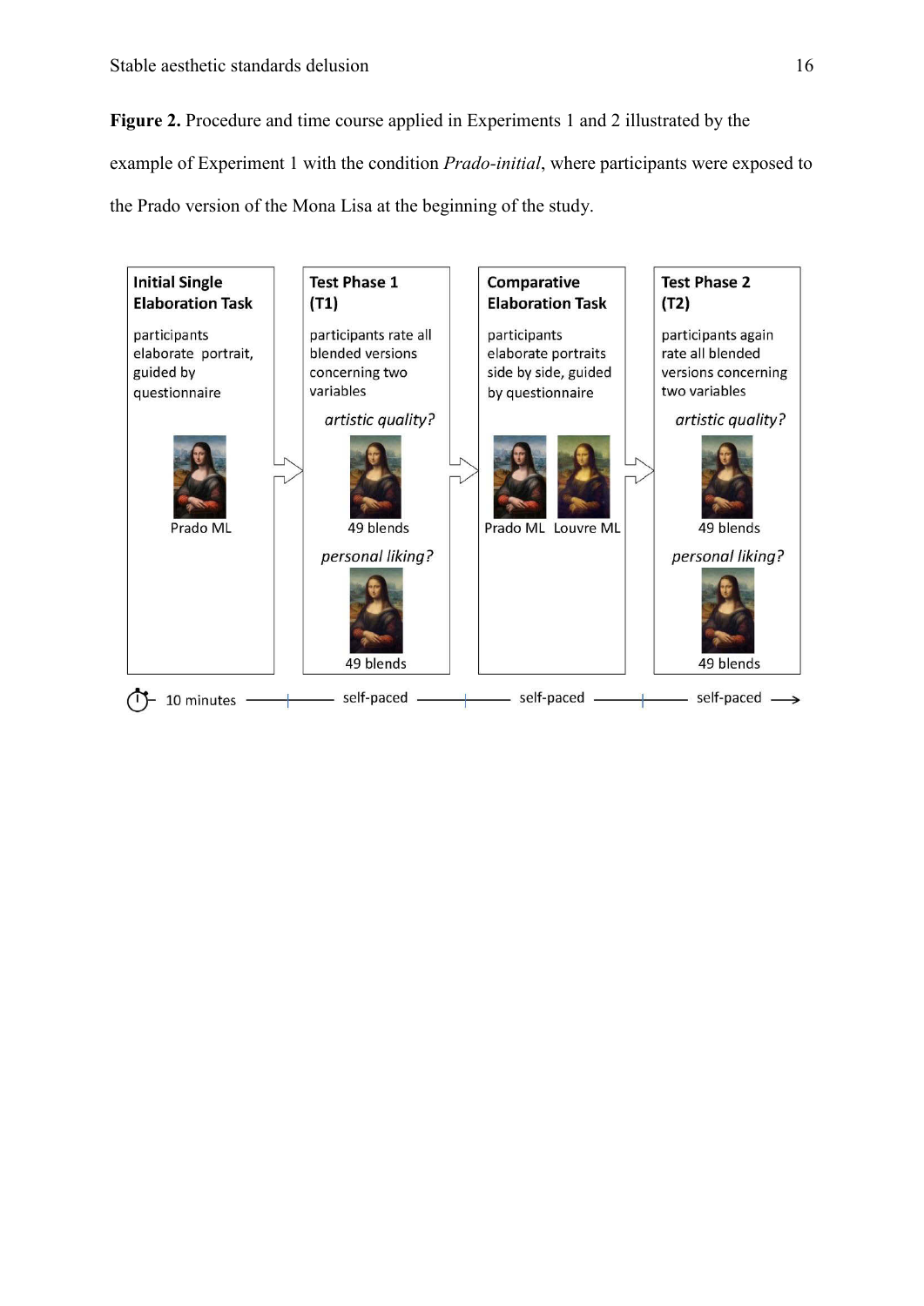**Figure 2.** Procedure and time course applied in Experiments 1 and 2 illustrated by the example of Experiment 1 with the condition *Prado-initial*, where participants were exposed to the Prado version of the Mona Lisa at the beginning of the study.

**Initial Single Elaboration Task**

participants elaborate portrait, guided by questionnaire

Prado ML

**Test Phase 1 (T1)**

participants rate all blended versions concerning two variables

*artistic quality?*

49 blends

*personal liking?*

49 blends

**Comparative Elaboration Task**

participants elaborate portraits side by side, guided by questionnaire

Prado ML Louvre ML

**Test Phase 2 (T2)**

participants again rate all blended versions concerning two variables

*artistic quality?*

49 blends

*personal liking?*

49 blends

10 minutes — self-paced — self-paced — self-paced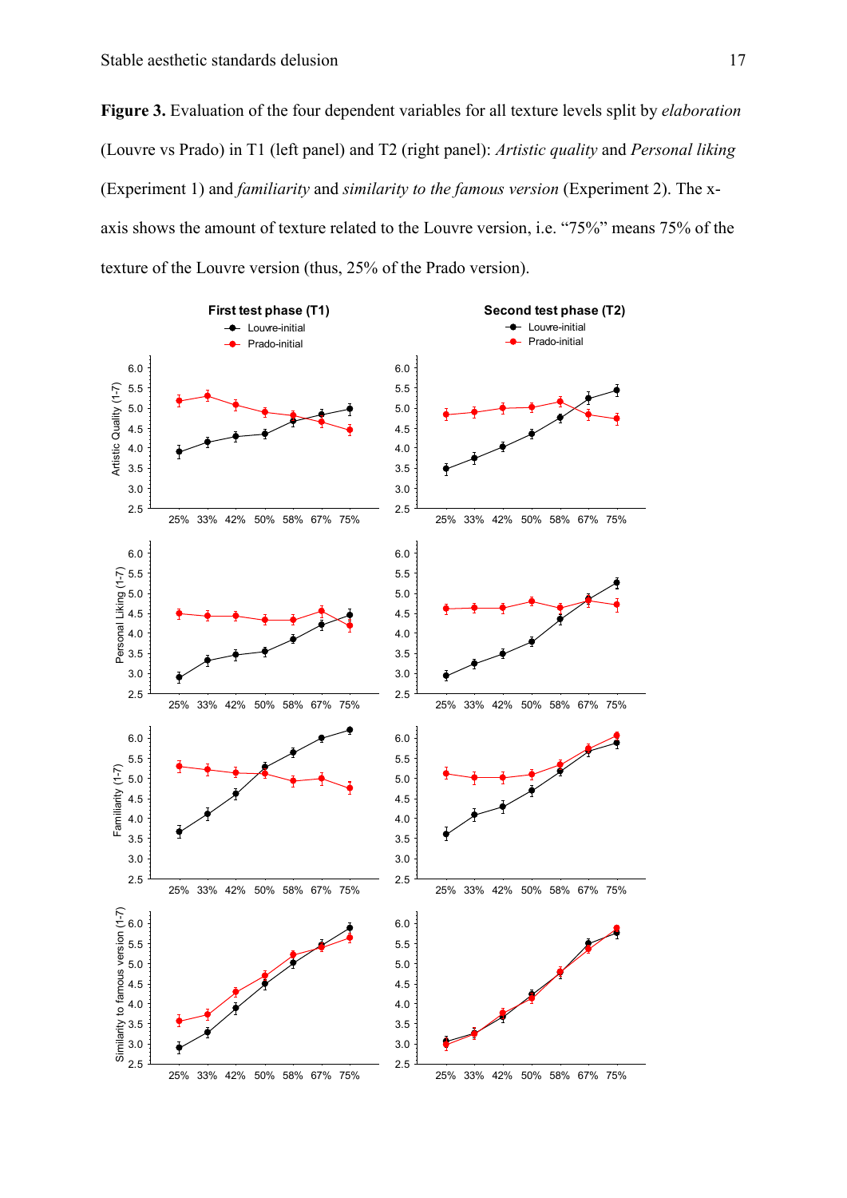**Figure 3.** Evaluation of the four dependent variables for all texture levels split by *elaboration* (Louvre vs Prado) in T1 (left panel) and T2 (right panel): *Artistic quality* and *Personal liking* (Experiment 1) and *familiarity* and *similarity to the famous version* (Experiment 2). The x-axis shows the amount of texture related to the Louvre version, i.e. "75%" means 75% of the texture of the Louvre version (thus, 25% of the Prado version).

First test phase (T1)
Louvre-initial
Prado-initial

Second test phase (T2)
Louvre-initial
Prado-initial

Artistic Quality (1-7)
Personal Liking (1-7)
Familiarity (1-7)
Similarity to famous version (1-7)

2.5 3.0 3.5 4.0 4.5 5.0 5.5 6.0

25% 33% 42% 50% 58% 67% 75%